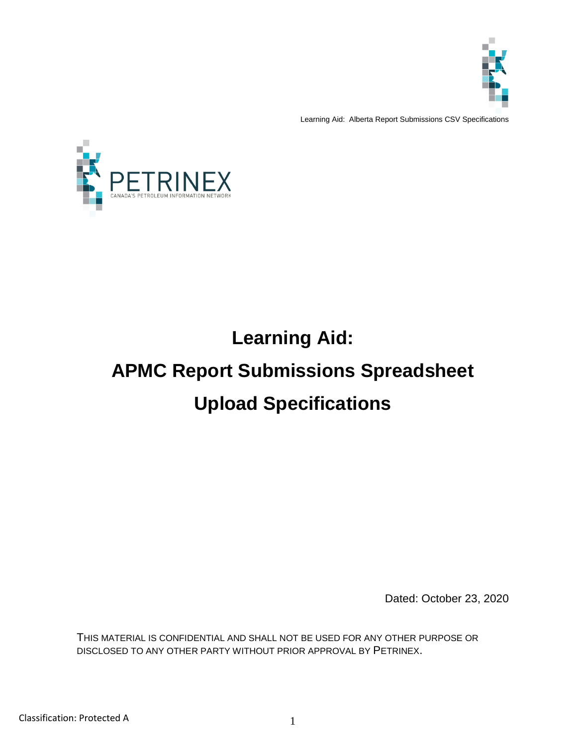# Learning Aid:

# APMC Report Submissions Spreadsheet Upload Specifications

Dated: October 23, 2020

THIS MATERIAL IS CONFIDENTIAL AND SHALL NOT BE USED FOR ANY OTHER PURPOSE OR DISCLOSED TO ANY OTHER PARTY WITHOUT PRIOR APPROVAL BY PETRINEX.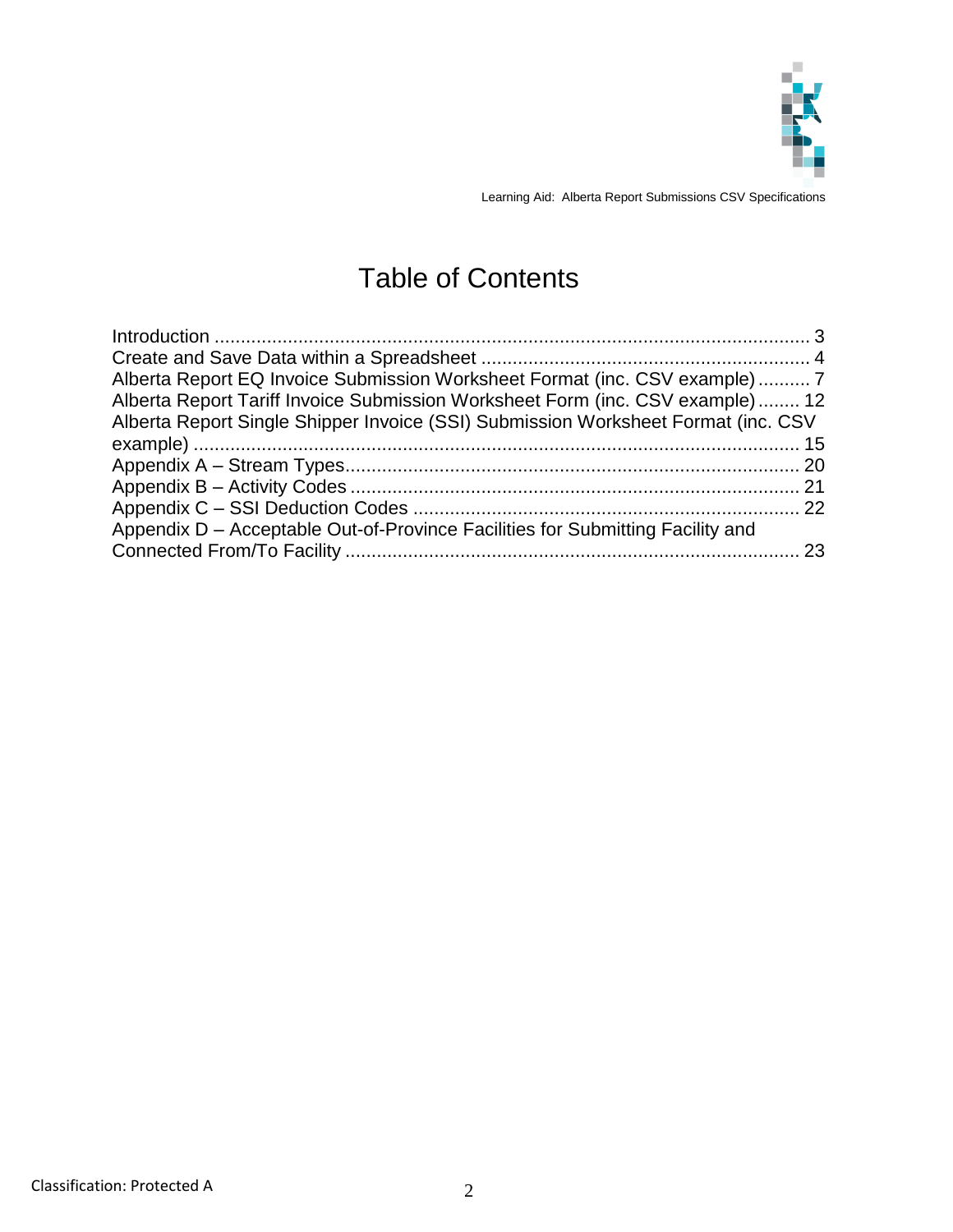# Table of Contents

Introduction ........................................................................................................ 3
Create and Save Data within a Spreadsheet .............................................................. 4
Alberta Report EQ Invoice Submission Worksheet Format (inc. CSV example) .......... 7
Alberta Report Tariff Invoice Submission Worksheet Form (inc. CSV example) ........ 12
Alberta Report Single Shipper Invoice (SSI) Submission Worksheet Format (inc. CSV example) ........................................................................................................ 15
Appendix A – Stream Types........................................................................ 20
Appendix B – Activity Codes ...................................................................... 21
Appendix C – SSI Deduction Codes ............................................................ 22
Appendix D – Acceptable Out-of-Province Facilities for Submitting Facility and Connected From/To Facility ....................................................................... 23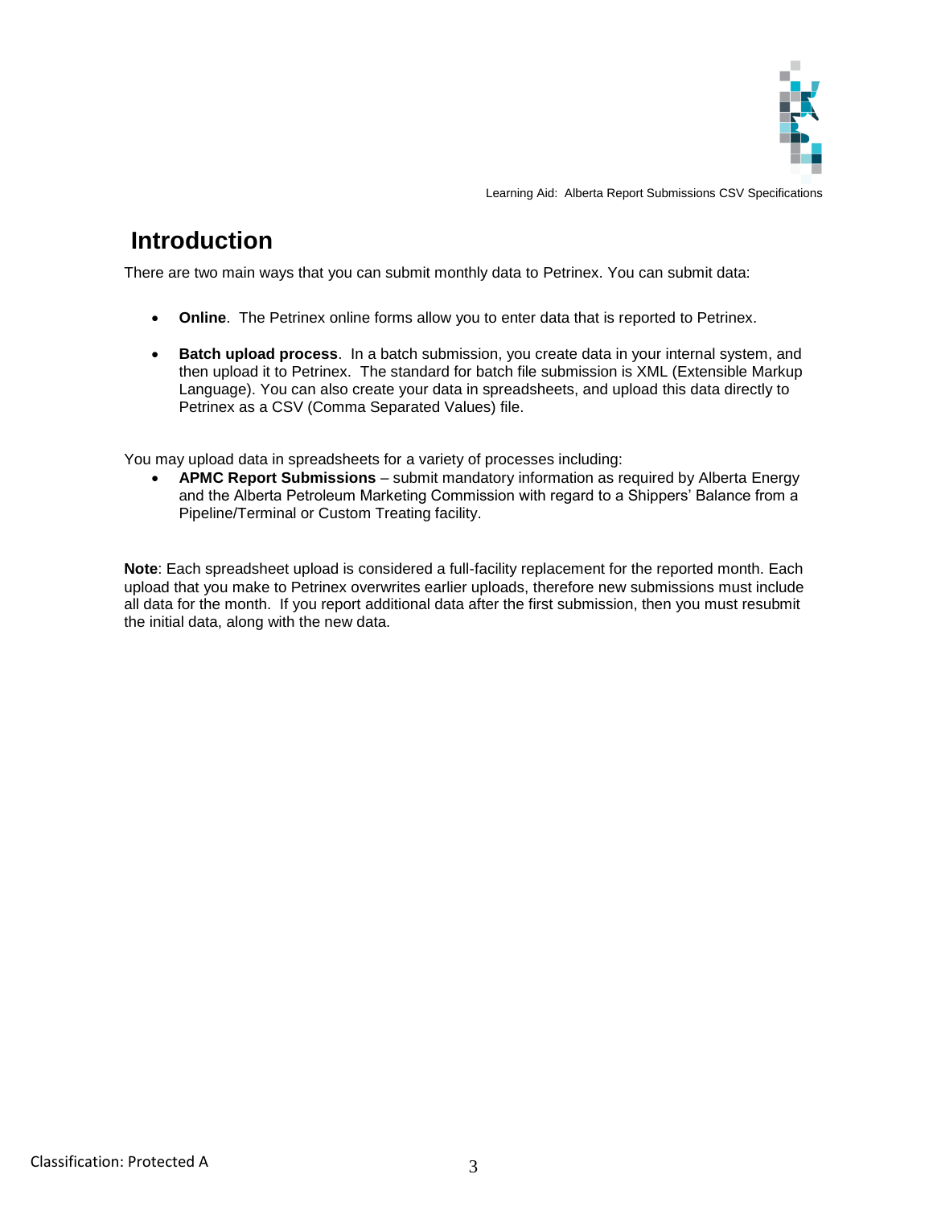# Introduction

There are two main ways that you can submit monthly data to Petrinex. You can submit data:

- **Online**. The Petrinex online forms allow you to enter data that is reported to Petrinex.
- **Batch upload process**. In a batch submission, you create data in your internal system, and then upload it to Petrinex. The standard for batch file submission is XML (Extensible Markup Language). You can also create your data in spreadsheets, and upload this data directly to Petrinex as a CSV (Comma Separated Values) file.

You may upload data in spreadsheets for a variety of processes including:

- **APMC Report Submissions** – submit mandatory information as required by Alberta Energy and the Alberta Petroleum Marketing Commission with regard to a Shippers' Balance from a Pipeline/Terminal or Custom Treating facility.

**Note**: Each spreadsheet upload is considered a full-facility replacement for the reported month. Each upload that you make to Petrinex overwrites earlier uploads, therefore new submissions must include all data for the month. If you report additional data after the first submission, then you must resubmit the initial data, along with the new data.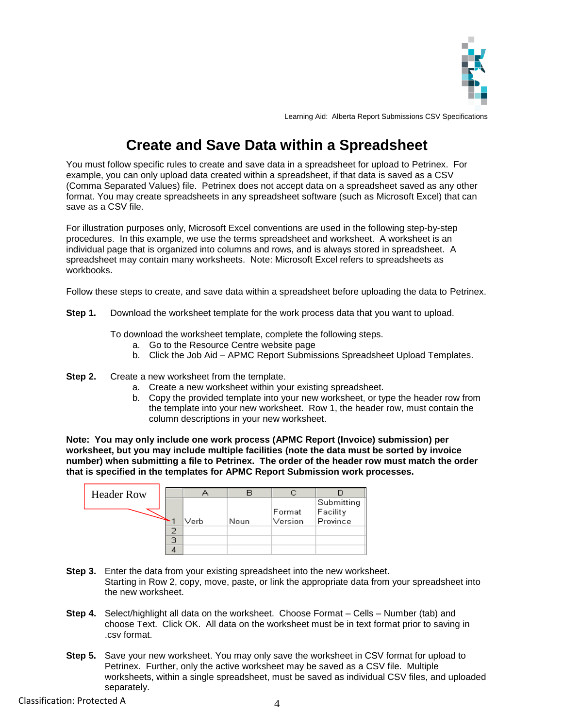# Create and Save Data within a Spreadsheet

You must follow specific rules to create and save data in a spreadsheet for upload to Petrinex. For example, you can only upload data created within a spreadsheet, if that data is saved as a CSV (Comma Separated Values) file. Petrinex does not accept data on a spreadsheet saved as any other format. You may create spreadsheets in any spreadsheet software (such as Microsoft Excel) that can save as a CSV file.

For illustration purposes only, Microsoft Excel conventions are used in the following step-by-step procedures. In this example, we use the terms spreadsheet and worksheet. A worksheet is an individual page that is organized into columns and rows, and is always stored in spreadsheet. A spreadsheet may contain many worksheets. Note: Microsoft Excel refers to spreadsheets as workbooks.

Follow these steps to create, and save data within a spreadsheet before uploading the data to Petrinex.

**Step 1.** Download the worksheet template for the work process data that you want to upload.

To download the worksheet template, complete the following steps.

a. Go to the Resource Centre website page
b. Click the Job Aid – APMC Report Submissions Spreadsheet Upload Templates.

**Step 2.** Create a new worksheet from the template.

a. Create a new worksheet within your existing spreadsheet.
b. Copy the provided template into your new worksheet, or type the header row from the template into your new worksheet. Row 1, the header row, must contain the column descriptions in your new worksheet.

**Note: You may only include one work process (APMC Report (Invoice) submission) per worksheet, but you may include multiple facilities (note the data must be sorted by invoice number) when submitting a file to Petrinex. The order of the header row must match the order that is specified in the templates for APMC Report Submission work processes.**

Header Row

| | A | B | C | D |
|---|---|---|---|---|
| 1 | Verb | Noun | Format Version | Submitting Facility Province |
| 2 | | | | |
| 3 | | | | |
| 4 | | | | |

**Step 3.** Enter the data from your existing spreadsheet into the new worksheet.
Starting in Row 2, copy, move, paste, or link the appropriate data from your spreadsheet into the new worksheet.

**Step 4.** Select/highlight all data on the worksheet. Choose Format – Cells – Number (tab) and choose Text. Click OK. All data on the worksheet must be in text format prior to saving in .csv format.

**Step 5.** Save your new worksheet. You may only save the worksheet in CSV format for upload to Petrinex. Further, only the active worksheet may be saved as a CSV file. Multiple worksheets, within a single spreadsheet, must be saved as individual CSV files, and uploaded separately.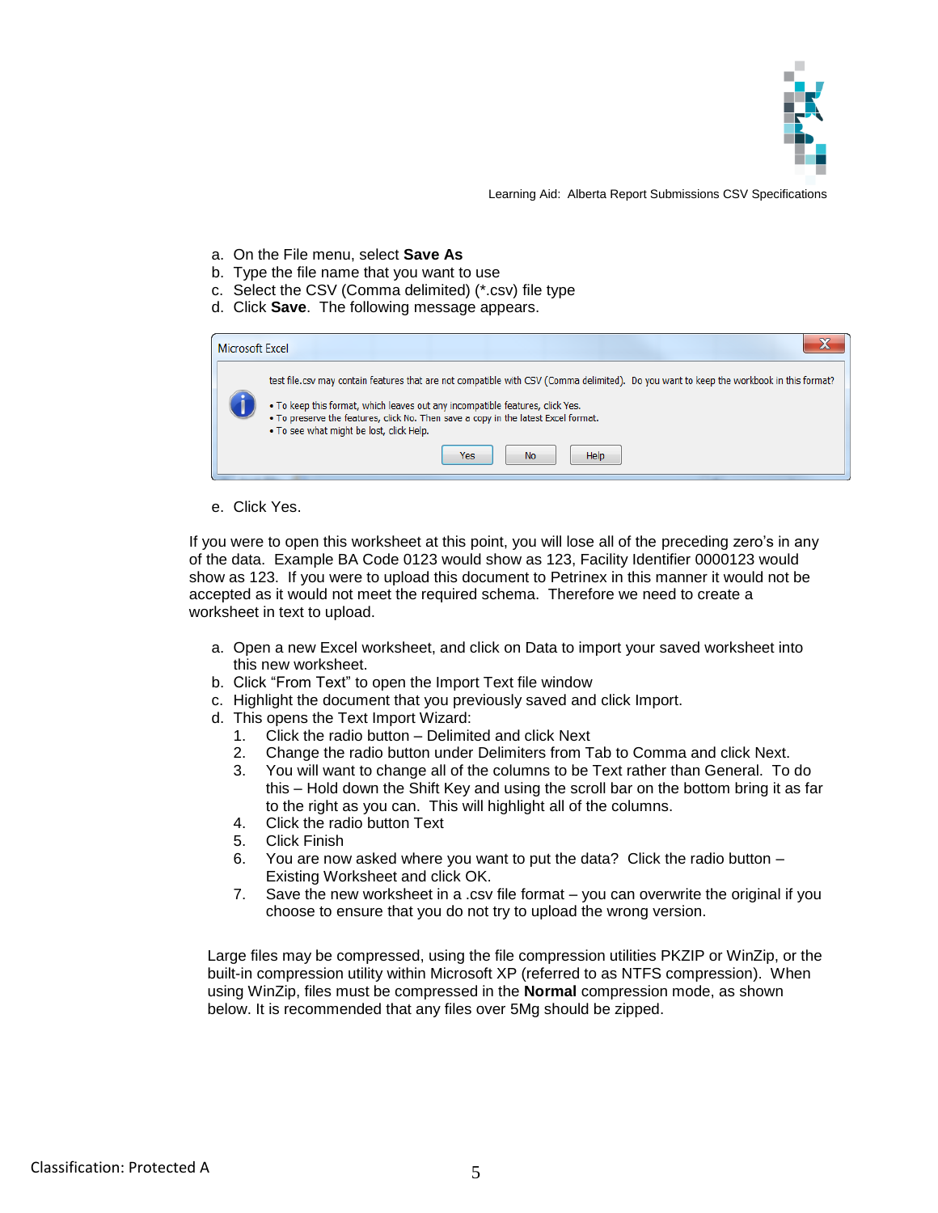a. On the File menu, select **Save As**
b. Type the file name that you want to use
c. Select the CSV (Comma delimited) (*.csv) file type
d. Click **Save**. The following message appears.

Microsoft Excel

test file.csv may contain features that are not compatible with CSV (Comma delimited). Do you want to keep the workbook in this format?

- To keep this format, which leaves out any incompatible features, click Yes.
- To preserve the features, click No. Then save a copy in the latest Excel format.
- To see what might be lost, click Help.

Yes No Help

e. Click Yes.

If you were to open this worksheet at this point, you will lose all of the preceding zero's in any of the data. Example BA Code 0123 would show as 123, Facility Identifier 0000123 would show as 123. If you were to upload this document to Petrinex in this manner it would not be accepted as it would not meet the required schema. Therefore we need to create a worksheet in text to upload.

a. Open a new Excel worksheet, and click on Data to import your saved worksheet into this new worksheet.
b. Click "From Text" to open the Import Text file window
c. Highlight the document that you previously saved and click Import.
d. This opens the Text Import Wizard:
    1. Click the radio button – Delimited and click Next
    2. Change the radio button under Delimiters from Tab to Comma and click Next.
    3. You will want to change all of the columns to be Text rather than General. To do this – Hold down the Shift Key and using the scroll bar on the bottom bring it as far to the right as you can. This will highlight all of the columns.
    4. Click the radio button Text
    5. Click Finish
    6. You are now asked where you want to put the data? Click the radio button – Existing Worksheet and click OK.
    7. Save the new worksheet in a .csv file format – you can overwrite the original if you choose to ensure that you do not try to upload the wrong version.

Large files may be compressed, using the file compression utilities PKZIP or WinZip, or the built-in compression utility within Microsoft XP (referred to as NTFS compression). When using WinZip, files must be compressed in the **Normal** compression mode, as shown below. It is recommended that any files over 5Mg should be zipped.

Classification: Protected A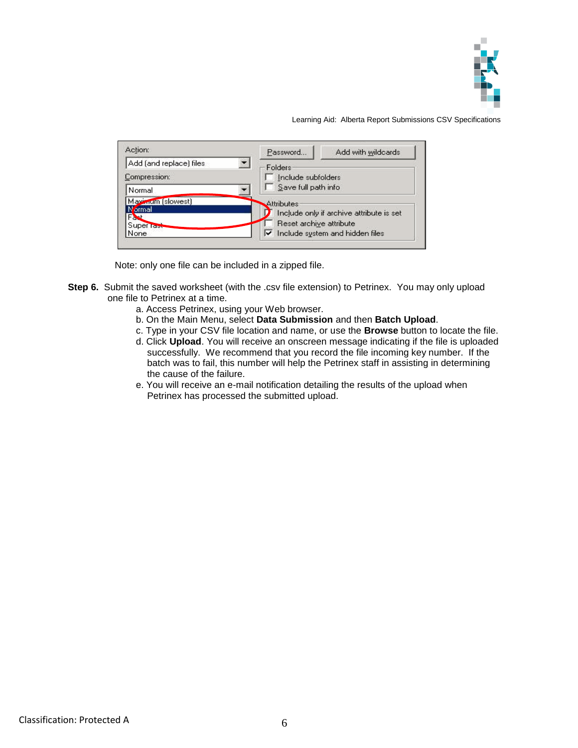Note: only one file can be included in a zipped file.

**Step 6.** Submit the saved worksheet (with the .csv file extension) to Petrinex. You may only upload one file to Petrinex at a time.

a. Access Petrinex, using your Web browser.
b. On the Main Menu, select **Data Submission** and then **Batch Upload**.
c. Type in your CSV file location and name, or use the **Browse** button to locate the file.
d. Click **Upload**. You will receive an onscreen message indicating if the file is uploaded successfully. We recommend that you record the file incoming key number. If the batch was to fail, this number will help the Petrinex staff in assisting in determining the cause of the failure.
e. You will receive an e-mail notification detailing the results of the upload when Petrinex has processed the submitted upload.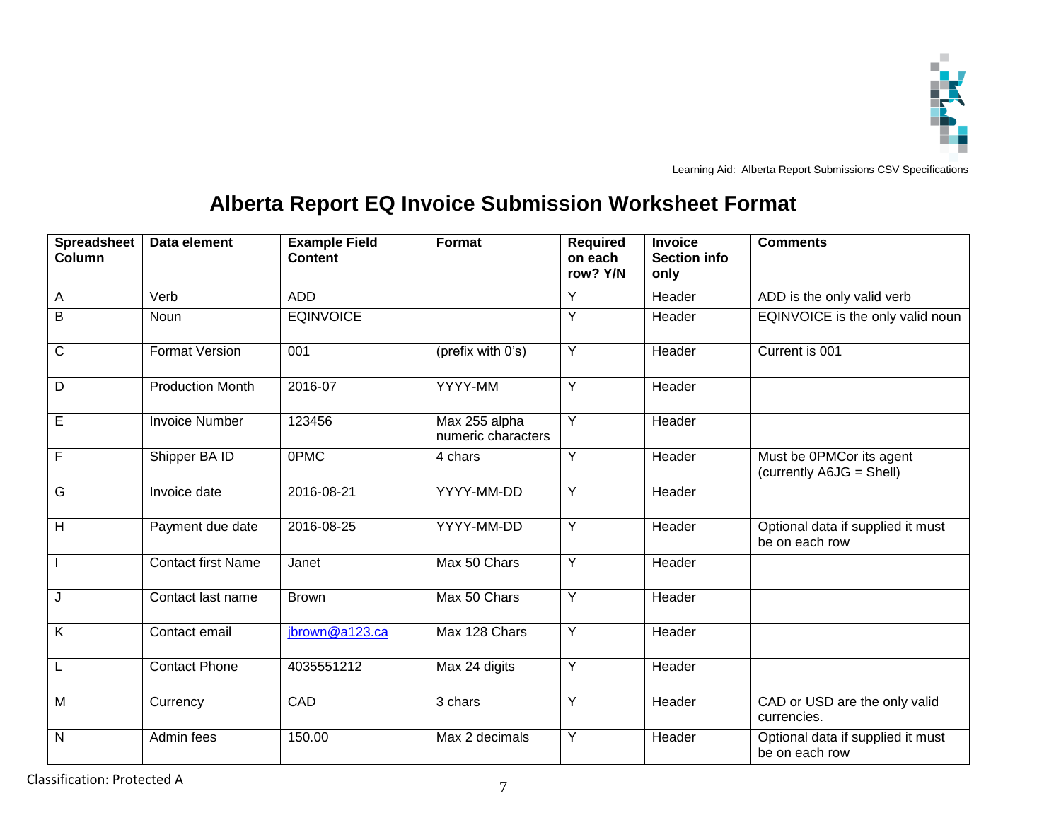# Alberta Report EQ Invoice Submission Worksheet Format

| Spreadsheet Column | Data element | Example Field Content | Format | Required on each row? Y/N | Invoice Section info only | Comments |
|---|---|---|---|---|---|---|
| A | Verb | ADD | | Y | Header | ADD is the only valid verb |
| B | Noun | EQINVOICE | | Y | Header | EQINVOICE is the only valid noun |
| C | Format Version | 001 | (prefix with 0's) | Y | Header | Current is 001 |
| D | Production Month | 2016-07 | YYYY-MM | Y | Header | |
| E | Invoice Number | 123456 | Max 255 alpha numeric characters | Y | Header | |
| F | Shipper BA ID | 0PMC | 4 chars | Y | Header | Must be 0PMCor its agent (currently A6JG = Shell) |
| G | Invoice date | 2016-08-21 | YYYY-MM-DD | Y | Header | |
| H | Payment due date | 2016-08-25 | YYYY-MM-DD | Y | Header | Optional data if supplied it must be on each row |
| I | Contact first Name | Janet | Max 50 Chars | Y | Header | |
| J | Contact last name | Brown | Max 50 Chars | Y | Header | |
| K | Contact email | jbrown@a123.ca | Max 128 Chars | Y | Header | |
| L | Contact Phone | 4035551212 | Max 24 digits | Y | Header | |
| M | Currency | CAD | 3 chars | Y | Header | CAD or USD are the only valid currencies. |
| N | Admin fees | 150.00 | Max 2 decimals | Y | Header | Optional data if supplied it must be on each row |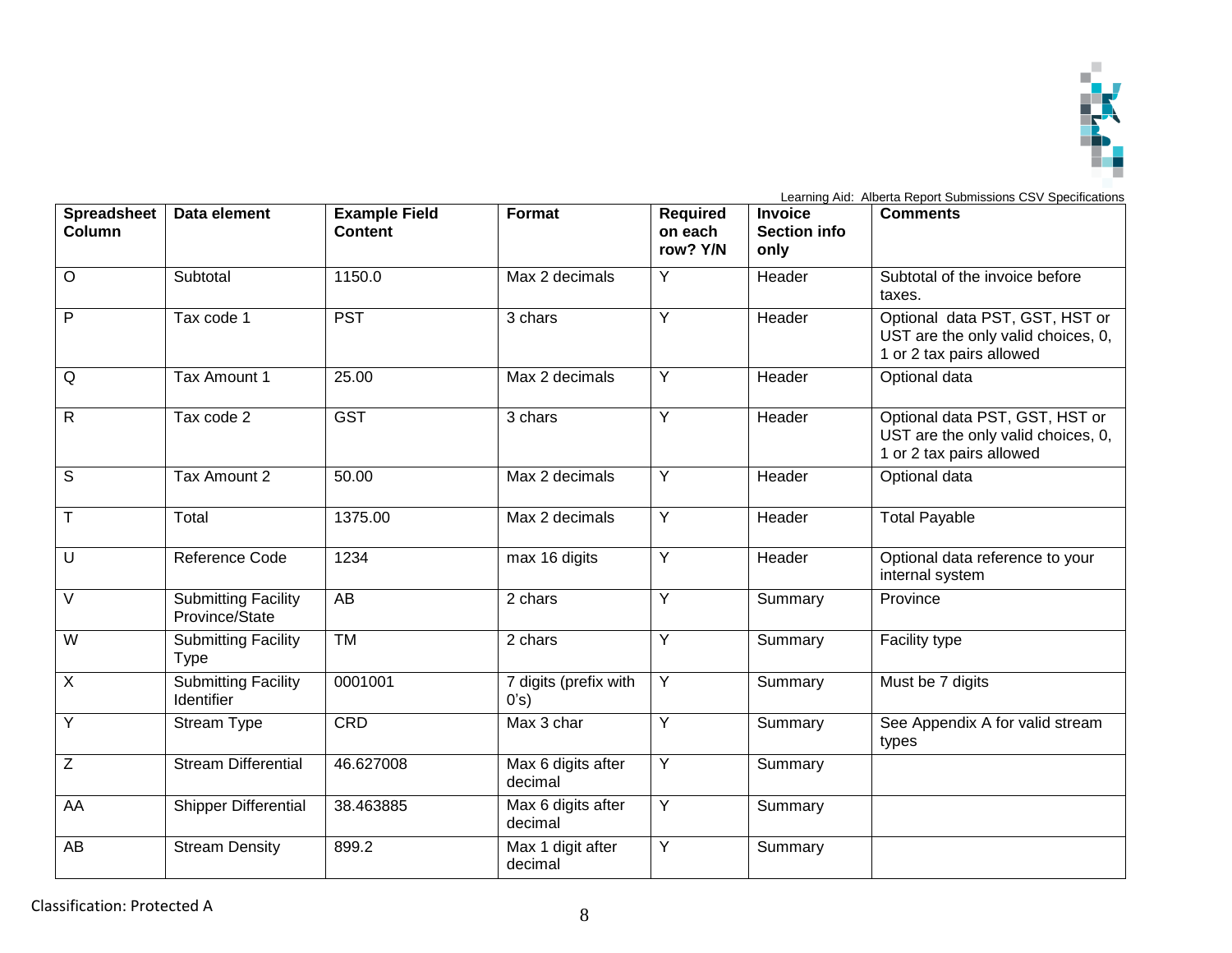| Spreadsheet Column | Data element | Example Field Content | Format | Required on each row? Y/N | Invoice Section info only | Comments |
|---|---|---|---|---|---|---|
| O | Subtotal | 1150.0 | Max 2 decimals | Y | Header | Subtotal of the invoice before taxes. |
| P | Tax code 1 | PST | 3 chars | Y | Header | Optional data PST, GST, HST or UST are the only valid choices, 0, 1 or 2 tax pairs allowed |
| Q | Tax Amount 1 | 25.00 | Max 2 decimals | Y | Header | Optional data |
| R | Tax code 2 | GST | 3 chars | Y | Header | Optional data PST, GST, HST or UST are the only valid choices, 0, 1 or 2 tax pairs allowed |
| S | Tax Amount 2 | 50.00 | Max 2 decimals | Y | Header | Optional data |
| T | Total | 1375.00 | Max 2 decimals | Y | Header | Total Payable |
| U | Reference Code | 1234 | max 16 digits | Y | Header | Optional data reference to your internal system |
| V | Submitting Facility Province/State | AB | 2 chars | Y | Summary | Province |
| W | Submitting Facility Type | TM | 2 chars | Y | Summary | Facility type |
| X | Submitting Facility Identifier | 0001001 | 7 digits (prefix with 0's) | Y | Summary | Must be 7 digits |
| Y | Stream Type | CRD | Max 3 char | Y | Summary | See Appendix A for valid stream types |
| Z | Stream Differential | 46.627008 | Max 6 digits after decimal | Y | Summary | |
| AA | Shipper Differential | 38.463885 | Max 6 digits after decimal | Y | Summary | |
| AB | Stream Density | 899.2 | Max 1 digit after decimal | Y | Summary | |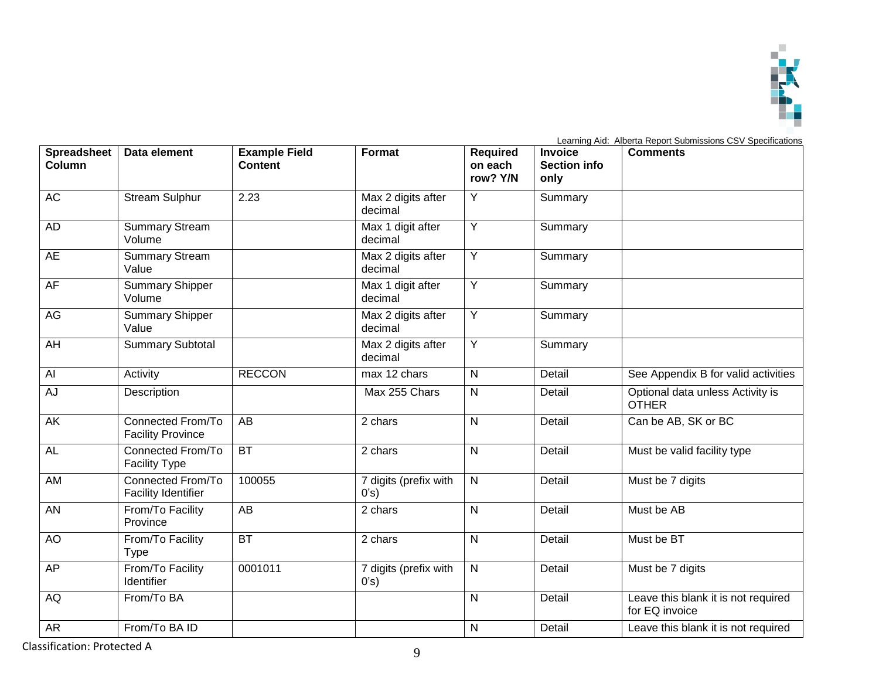| Spreadsheet Column | Data element | Example Field Content | Format | Required on each row? Y/N | Invoice Section info only | Comments |
|---|---|---|---|---|---|---|
| AC | Stream Sulphur | 2.23 | Max 2 digits after decimal | Y | Summary | |
| AD | Summary Stream Volume | | Max 1 digit after decimal | Y | Summary | |
| AE | Summary Stream Value | | Max 2 digits after decimal | Y | Summary | |
| AF | Summary Shipper Volume | | Max 1 digit after decimal | Y | Summary | |
| AG | Summary Shipper Value | | Max 2 digits after decimal | Y | Summary | |
| AH | Summary Subtotal | | Max 2 digits after decimal | Y | Summary | |
| AI | Activity | RECCON | max 12 chars | N | Detail | See Appendix B for valid activities |
| AJ | Description | | Max 255 Chars | N | Detail | Optional data unless Activity is OTHER |
| AK | Connected From/To Facility Province | AB | 2 chars | N | Detail | Can be AB, SK or BC |
| AL | Connected From/To Facility Type | BT | 2 chars | N | Detail | Must be valid facility type |
| AM | Connected From/To Facility Identifier | 100055 | 7 digits (prefix with 0's) | N | Detail | Must be 7 digits |
| AN | From/To Facility Province | AB | 2 chars | N | Detail | Must be AB |
| AO | From/To Facility Type | BT | 2 chars | N | Detail | Must be BT |
| AP | From/To Facility Identifier | 0001011 | 7 digits (prefix with 0's) | N | Detail | Must be 7 digits |
| AQ | From/To BA | | | N | Detail | Leave this blank it is not required for EQ invoice |
| AR | From/To BA ID | | | N | Detail | Leave this blank it is not required |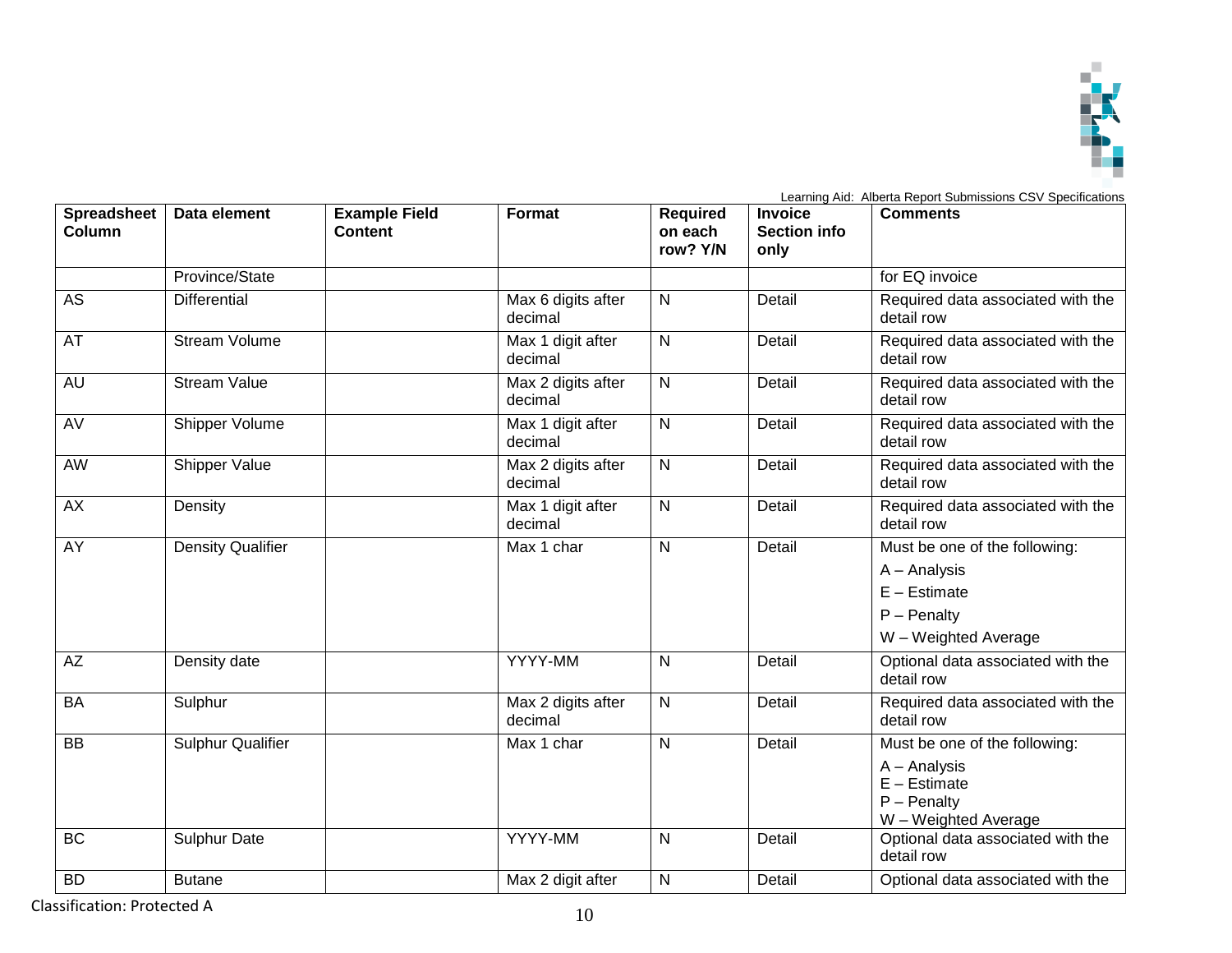| Spreadsheet Column | Data element | Example Field Content | Format | Required on each row? Y/N | Invoice Section info only | Comments |
|---|---|---|---|---|---|---|
| | Province/State | | | | | for EQ invoice |
| AS | Differential | | Max 6 digits after decimal | N | Detail | Required data associated with the detail row |
| AT | Stream Volume | | Max 1 digit after decimal | N | Detail | Required data associated with the detail row |
| AU | Stream Value | | Max 2 digits after decimal | N | Detail | Required data associated with the detail row |
| AV | Shipper Volume | | Max 1 digit after decimal | N | Detail | Required data associated with the detail row |
| AW | Shipper Value | | Max 2 digits after decimal | N | Detail | Required data associated with the detail row |
| AX | Density | | Max 1 digit after decimal | N | Detail | Required data associated with the detail row |
| AY | Density Qualifier | | Max 1 char | N | Detail | Must be one of the following: A – Analysis E – Estimate P – Penalty W – Weighted Average |
| AZ | Density date | | YYYY-MM | N | Detail | Optional data associated with the detail row |
| BA | Sulphur | | Max 2 digits after decimal | N | Detail | Required data associated with the detail row |
| BB | Sulphur Qualifier | | Max 1 char | N | Detail | Must be one of the following: A – Analysis E – Estimate P – Penalty W – Weighted Average |
| BC | Sulphur Date | | YYYY-MM | N | Detail | Optional data associated with the detail row |
| BD | Butane | | Max 2 digit after | N | Detail | Optional data associated with the |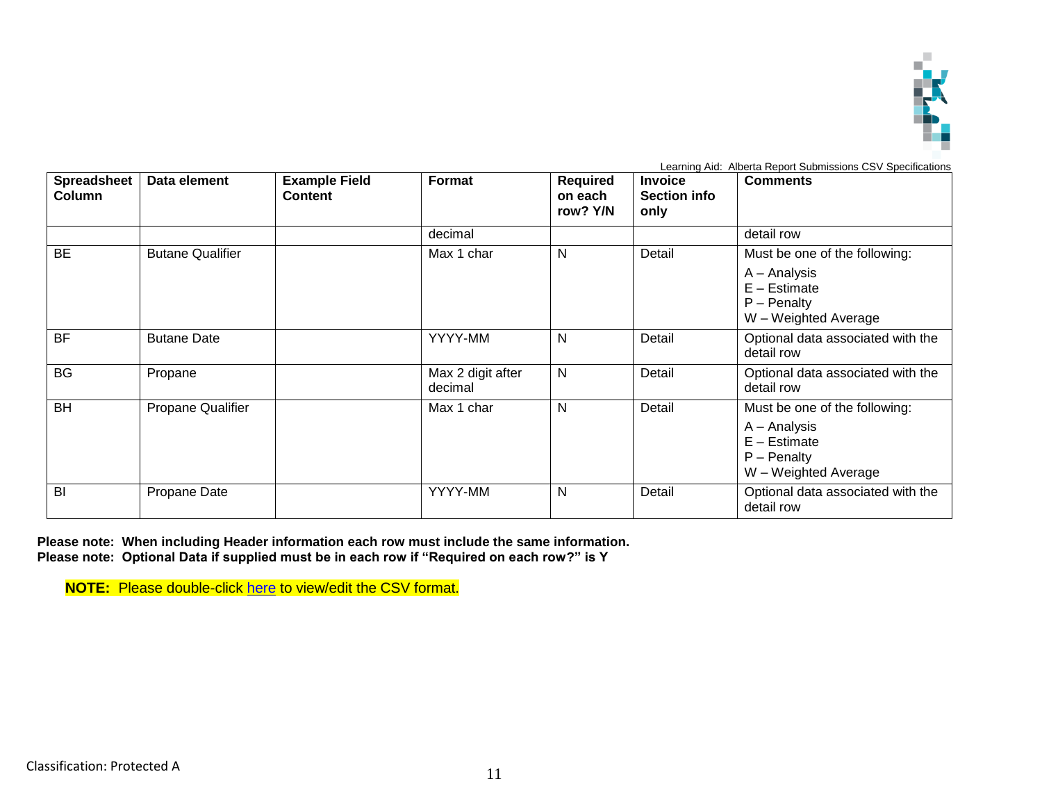| Spreadsheet Column | Data element | Example Field Content | Format | Required on each row? Y/N | Invoice Section info only | Comments |
|---|---|---|---|---|---|---|
| | | | decimal | | | detail row |
| BE | Butane Qualifier | | Max 1 char | N | Detail | Must be one of the following:<br>A – Analysis<br>E – Estimate<br>P – Penalty<br>W – Weighted Average |
| BF | Butane Date | | YYYY-MM | N | Detail | Optional data associated with the detail row |
| BG | Propane | | Max 2 digit after decimal | N | Detail | Optional data associated with the detail row |
| BH | Propane Qualifier | | Max 1 char | N | Detail | Must be one of the following:<br>A – Analysis<br>E – Estimate<br>P – Penalty<br>W – Weighted Average |
| BI | Propane Date | | YYYY-MM | N | Detail | Optional data associated with the detail row |

**Please note: When including Header information each row must include the same information.**
**Please note: Optional Data if supplied must be in each row if "Required on each row?" is Y**

**NOTE:** Please double-click here to view/edit the CSV format.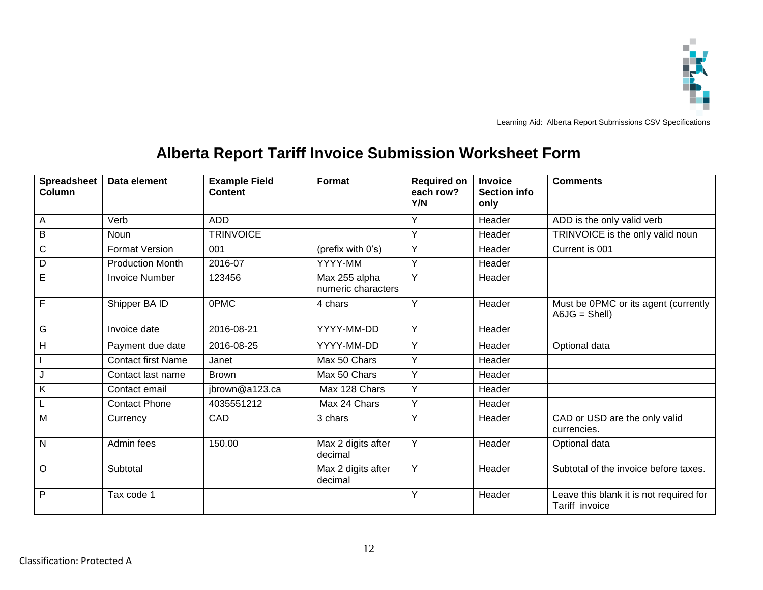# Alberta Report Tariff Invoice Submission Worksheet Form

| Spreadsheet Column | Data element | Example Field Content | Format | Required on each row? Y/N | Invoice Section info only | Comments |
|---|---|---|---|---|---|---|
| A | Verb | ADD | | Y | Header | ADD is the only valid verb |
| B | Noun | TRINVOICE | | Y | Header | TRINVOICE is the only valid noun |
| C | Format Version | 001 | (prefix with 0's) | Y | Header | Current is 001 |
| D | Production Month | 2016-07 | YYYY-MM | Y | Header | |
| E | Invoice Number | 123456 | Max 255 alpha numeric characters | Y | Header | |
| F | Shipper BA ID | 0PMC | 4 chars | Y | Header | Must be 0PMC or its agent (currently A6JG = Shell) |
| G | Invoice date | 2016-08-21 | YYYY-MM-DD | Y | Header | |
| H | Payment due date | 2016-08-25 | YYYY-MM-DD | Y | Header | Optional data |
| I | Contact first Name | Janet | Max 50 Chars | Y | Header | |
| J | Contact last name | Brown | Max 50 Chars | Y | Header | |
| K | Contact email | jbrown@a123.ca | Max 128 Chars | Y | Header | |
| L | Contact Phone | 4035551212 | Max 24 Chars | Y | Header | |
| M | Currency | CAD | 3 chars | Y | Header | CAD or USD are the only valid currencies. |
| N | Admin fees | 150.00 | Max 2 digits after decimal | Y | Header | Optional data |
| O | Subtotal | | Max 2 digits after decimal | Y | Header | Subtotal of the invoice before taxes. |
| P | Tax code 1 | | | Y | Header | Leave this blank it is not required for Tariff invoice |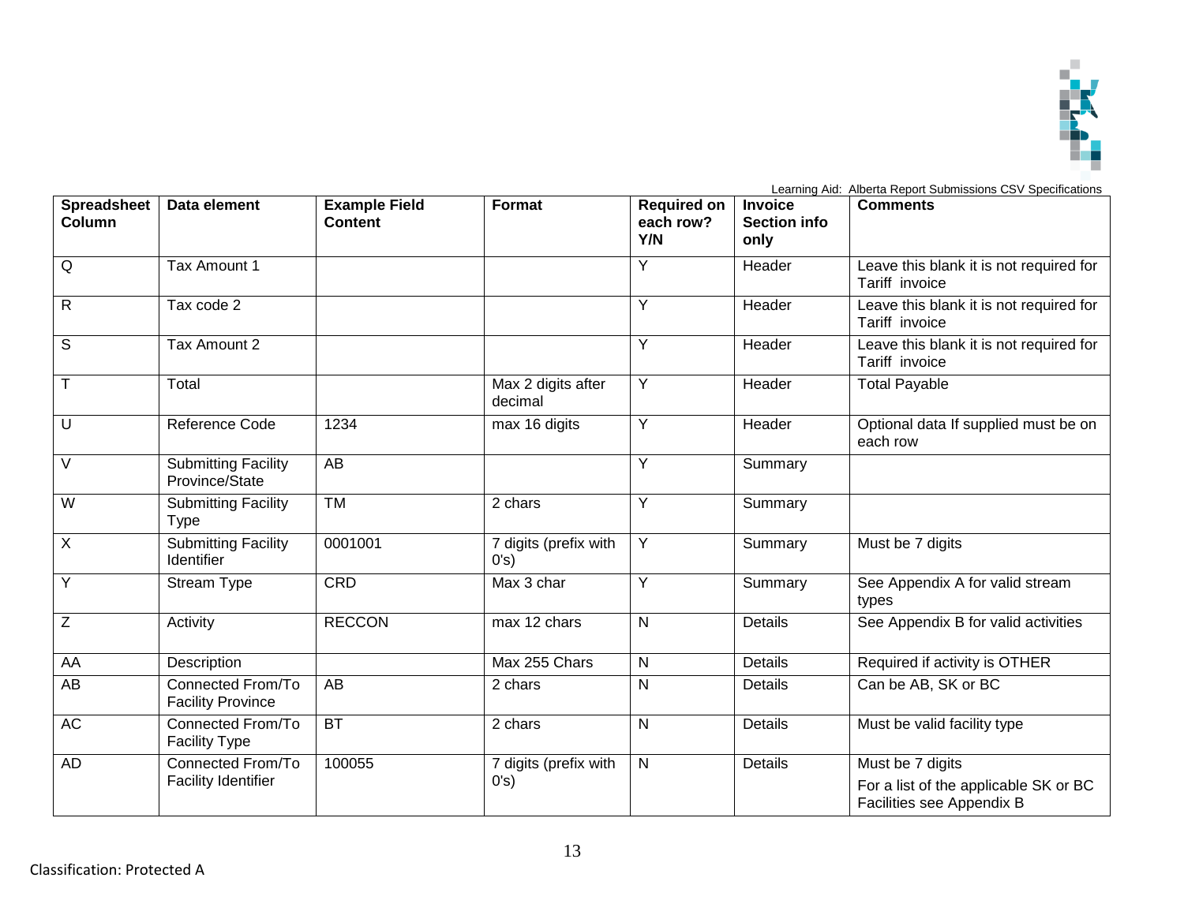| Spreadsheet Column | Data element | Example Field Content | Format | Required on each row? Y/N | Invoice Section info only | Comments |
|---|---|---|---|---|---|---|
| Q | Tax Amount 1 | | | Y | Header | Leave this blank it is not required for Tariff invoice |
| R | Tax code 2 | | | Y | Header | Leave this blank it is not required for Tariff invoice |
| S | Tax Amount 2 | | | Y | Header | Leave this blank it is not required for Tariff invoice |
| T | Total | | Max 2 digits after decimal | Y | Header | Total Payable |
| U | Reference Code | 1234 | max 16 digits | Y | Header | Optional data If supplied must be on each row |
| V | Submitting Facility Province/State | AB | | Y | Summary | |
| W | Submitting Facility Type | TM | 2 chars | Y | Summary | |
| X | Submitting Facility Identifier | 0001001 | 7 digits (prefix with 0's) | Y | Summary | Must be 7 digits |
| Y | Stream Type | CRD | Max 3 char | Y | Summary | See Appendix A for valid stream types |
| Z | Activity | RECCON | max 12 chars | N | Details | See Appendix B for valid activities |
| AA | Description | | Max 255 Chars | N | Details | Required if activity is OTHER |
| AB | Connected From/To Facility Province | AB | 2 chars | N | Details | Can be AB, SK or BC |
| AC | Connected From/To Facility Type | BT | 2 chars | N | Details | Must be valid facility type |
| AD | Connected From/To Facility Identifier | 100055 | 7 digits (prefix with 0's) | N | Details | Must be 7 digits<br>For a list of the applicable SK or BC Facilities see Appendix B |

Classification: Protected A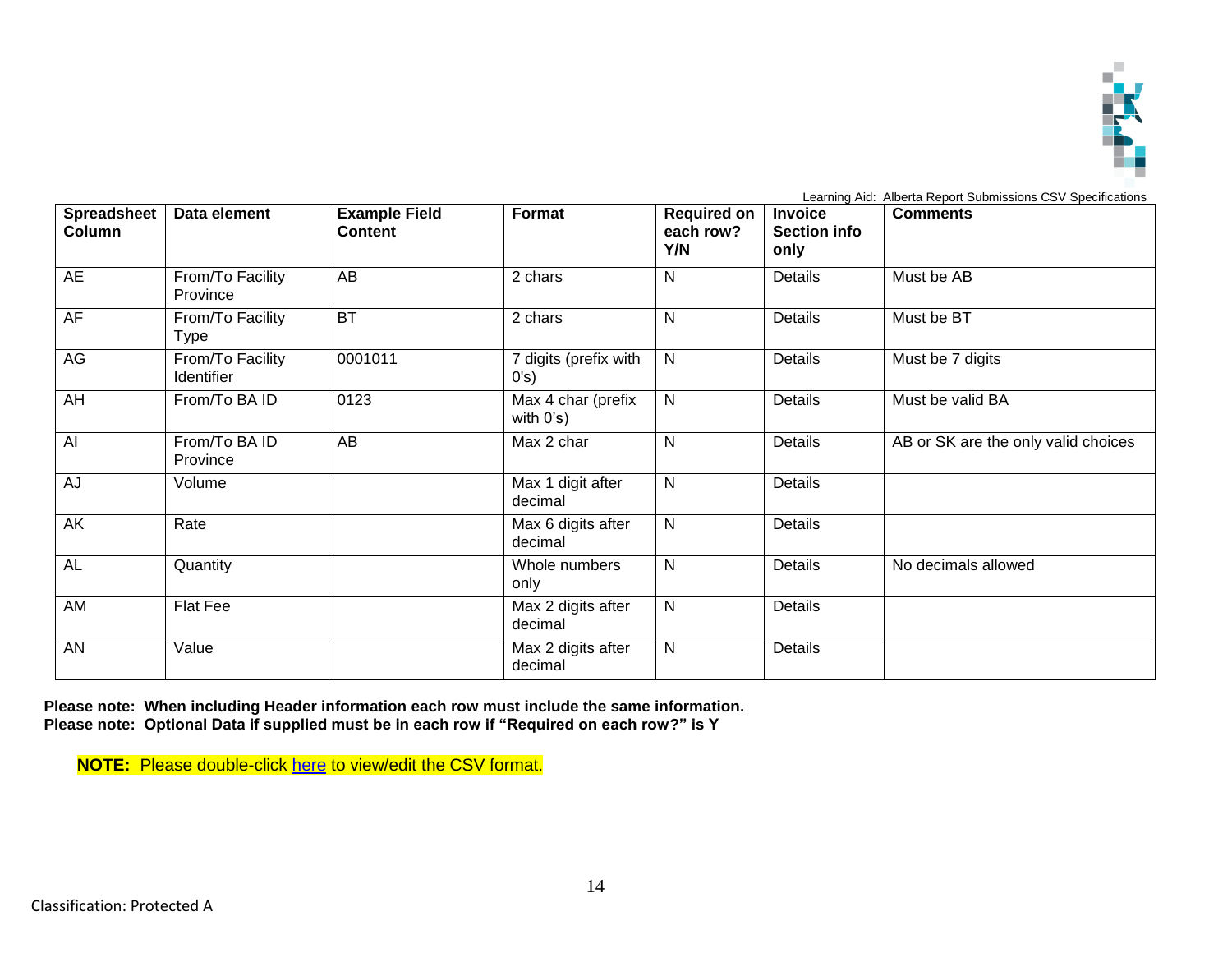| Spreadsheet Column | Data element | Example Field Content | Format | Required on each row? Y/N | Invoice Section info only | Comments |
|---|---|---|---|---|---|---|
| AE | From/To Facility Province | AB | 2 chars | N | Details | Must be AB |
| AF | From/To Facility Type | BT | 2 chars | N | Details | Must be BT |
| AG | From/To Facility Identifier | 0001011 | 7 digits (prefix with 0's) | N | Details | Must be 7 digits |
| AH | From/To BA ID | 0123 | Max 4 char (prefix with 0's) | N | Details | Must be valid BA |
| AI | From/To BA ID Province | AB | Max 2 char | N | Details | AB or SK are the only valid choices |
| AJ | Volume | | Max 1 digit after decimal | N | Details | |
| AK | Rate | | Max 6 digits after decimal | N | Details | |
| AL | Quantity | | Whole numbers only | N | Details | No decimals allowed |
| AM | Flat Fee | | Max 2 digits after decimal | N | Details | |
| AN | Value | | Max 2 digits after decimal | N | Details | |

**Please note: When including Header information each row must include the same information.**
**Please note: Optional Data if supplied must be in each row if "Required on each row?" is Y**

**NOTE:** Please double-click here to view/edit the CSV format.

Classification: Protected A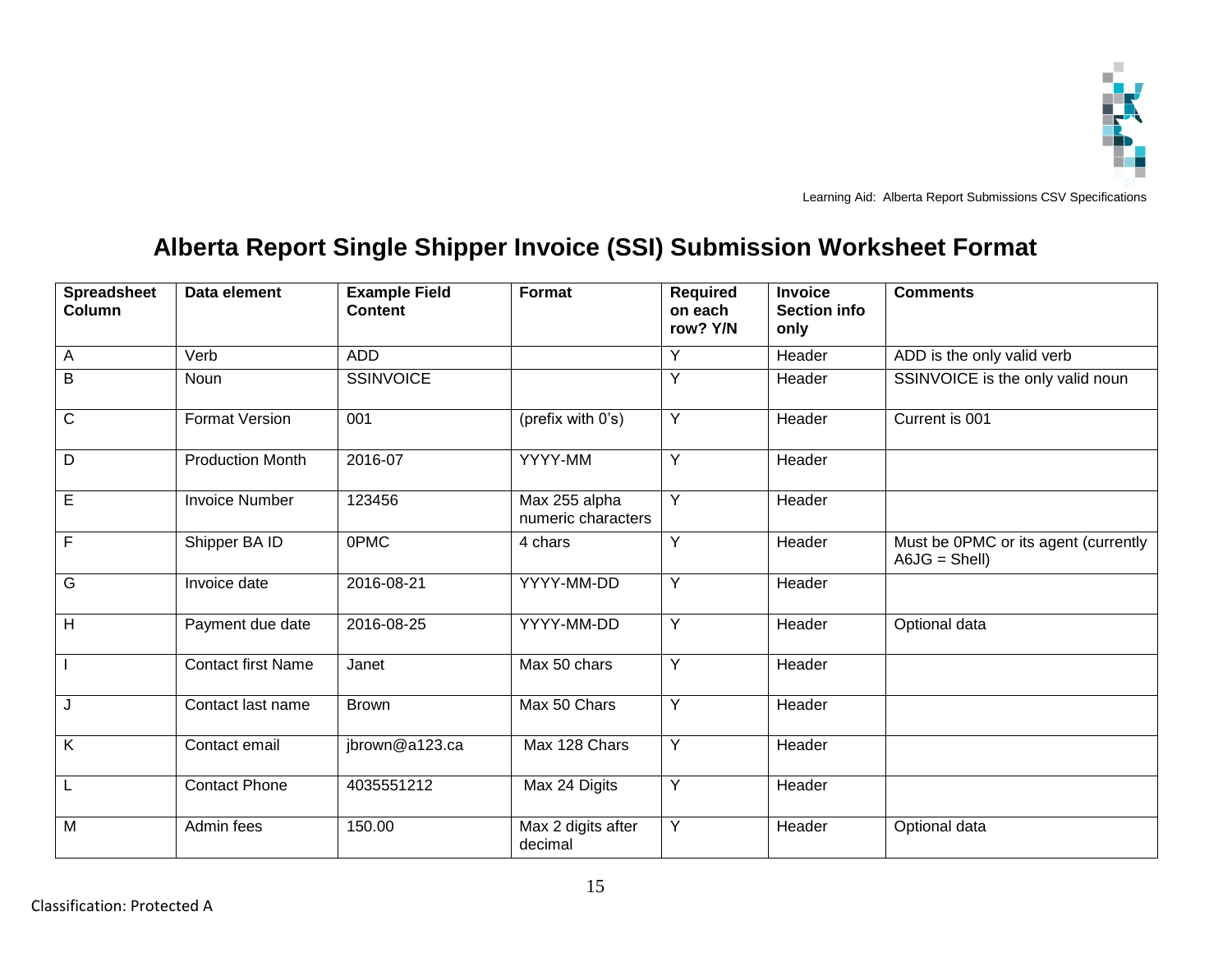# Alberta Report Single Shipper Invoice (SSI) Submission Worksheet Format

| Spreadsheet Column | Data element | Example Field Content | Format | Required on each row? Y/N | Invoice Section info only | Comments |
|---|---|---|---|---|---|---|
| A | Verb | ADD | | Y | Header | ADD is the only valid verb |
| B | Noun | SSINVOICE | | Y | Header | SSINVOICE is the only valid noun |
| C | Format Version | 001 | (prefix with 0's) | Y | Header | Current is 001 |
| D | Production Month | 2016-07 | YYYY-MM | Y | Header | |
| E | Invoice Number | 123456 | Max 255 alpha numeric characters | Y | Header | |
| F | Shipper BA ID | 0PMC | 4 chars | Y | Header | Must be 0PMC or its agent (currently A6JG = Shell) |
| G | Invoice date | 2016-08-21 | YYYY-MM-DD | Y | Header | |
| H | Payment due date | 2016-08-25 | YYYY-MM-DD | Y | Header | Optional data |
| I | Contact first Name | Janet | Max 50 chars | Y | Header | |
| J | Contact last name | Brown | Max 50 Chars | Y | Header | |
| K | Contact email | jbrown@a123.ca | Max 128 Chars | Y | Header | |
| L | Contact Phone | 4035551212 | Max 24 Digits | Y | Header | |
| M | Admin fees | 150.00 | Max 2 digits after decimal | Y | Header | Optional data |

Classification: Protected A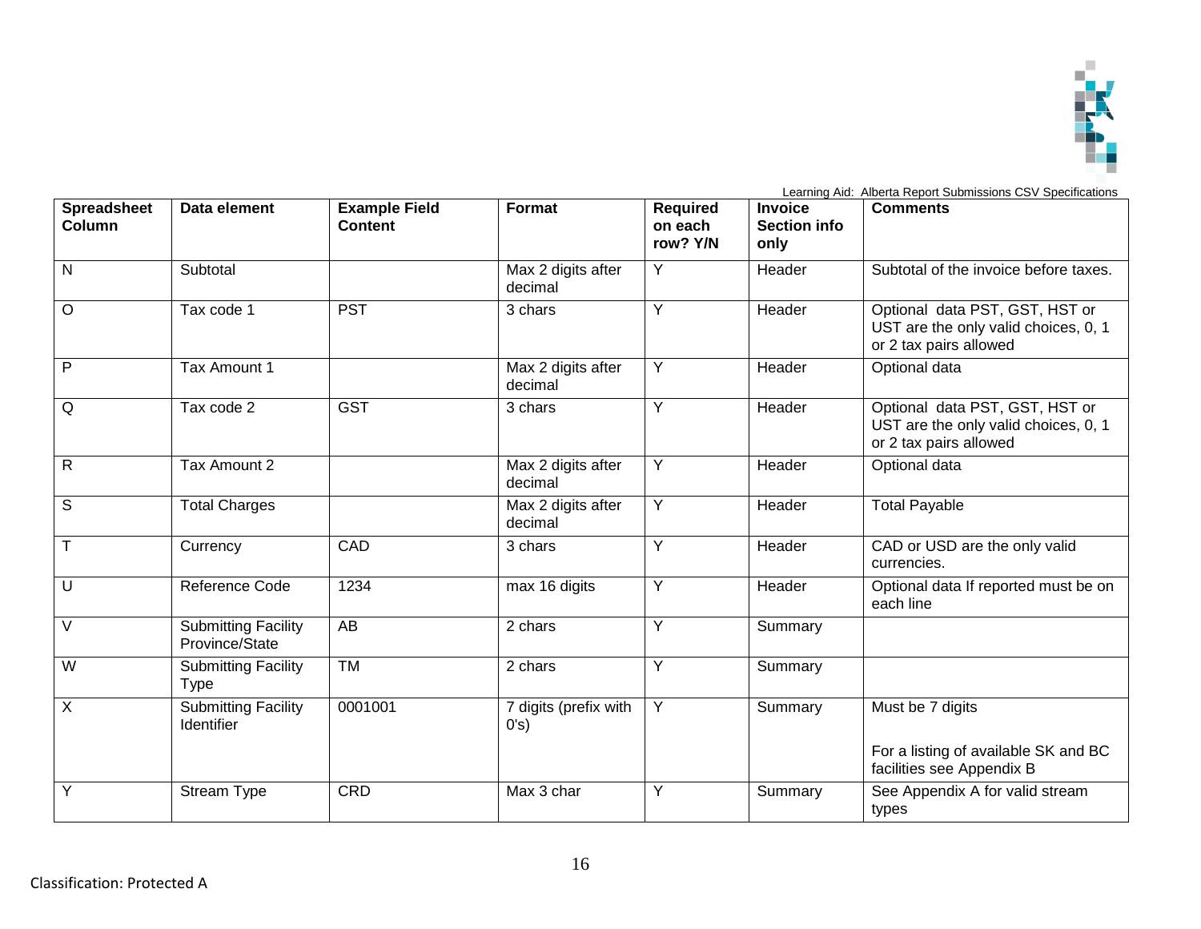| Spreadsheet Column | Data element | Example Field Content | Format | Required on each row? Y/N | Invoice Section info only | Comments |
|---|---|---|---|---|---|---|
| N | Subtotal | | Max 2 digits after decimal | Y | Header | Subtotal of the invoice before taxes. |
| O | Tax code 1 | PST | 3 chars | Y | Header | Optional data PST, GST, HST or UST are the only valid choices, 0, 1 or 2 tax pairs allowed |
| P | Tax Amount 1 | | Max 2 digits after decimal | Y | Header | Optional data |
| Q | Tax code 2 | GST | 3 chars | Y | Header | Optional data PST, GST, HST or UST are the only valid choices, 0, 1 or 2 tax pairs allowed |
| R | Tax Amount 2 | | Max 2 digits after decimal | Y | Header | Optional data |
| S | Total Charges | | Max 2 digits after decimal | Y | Header | Total Payable |
| T | Currency | CAD | 3 chars | Y | Header | CAD or USD are the only valid currencies. |
| U | Reference Code | 1234 | max 16 digits | Y | Header | Optional data If reported must be on each line |
| V | Submitting Facility Province/State | AB | 2 chars | Y | Summary | |
| W | Submitting Facility Type | TM | 2 chars | Y | Summary | |
| X | Submitting Facility Identifier | 0001001 | 7 digits (prefix with 0's) | Y | Summary | Must be 7 digits<br><br>For a listing of available SK and BC facilities see Appendix B |
| Y | Stream Type | CRD | Max 3 char | Y | Summary | See Appendix A for valid stream types |

Classification: Protected A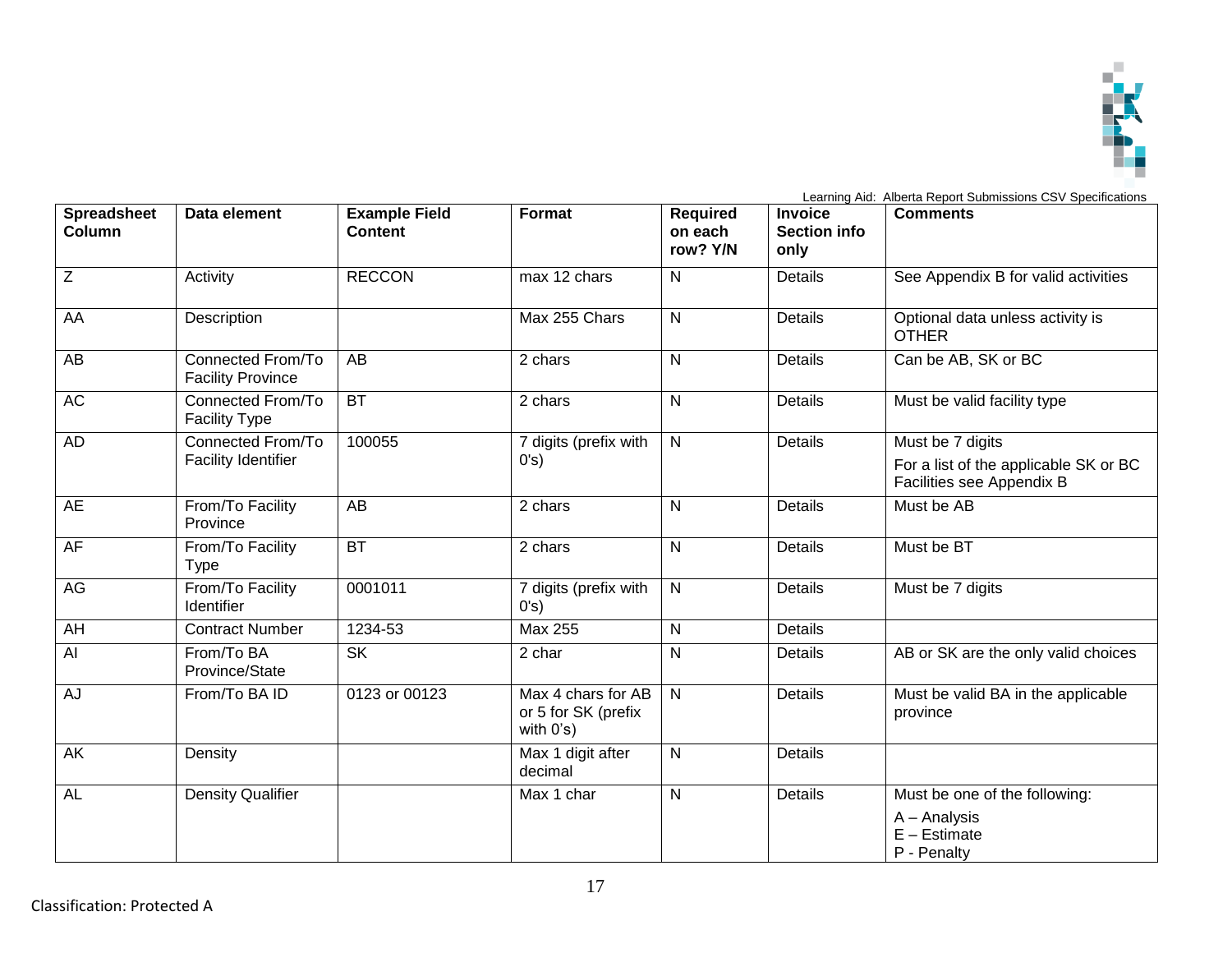| Spreadsheet Column | Data element | Example Field Content | Format | Required on each row? Y/N | Invoice Section info only | Comments |
|---|---|---|---|---|---|---|
| Z | Activity | RECCON | max 12 chars | N | Details | See Appendix B for valid activities |
| AA | Description | | Max 255 Chars | N | Details | Optional data unless activity is OTHER |
| AB | Connected From/To Facility Province | AB | 2 chars | N | Details | Can be AB, SK or BC |
| AC | Connected From/To Facility Type | BT | 2 chars | N | Details | Must be valid facility type |
| AD | Connected From/To Facility Identifier | 100055 | 7 digits (prefix with 0's) | N | Details | Must be 7 digits<br>For a list of the applicable SK or BC Facilities see Appendix B |
| AE | From/To Facility Province | AB | 2 chars | N | Details | Must be AB |
| AF | From/To Facility Type | BT | 2 chars | N | Details | Must be BT |
| AG | From/To Facility Identifier | 0001011 | 7 digits (prefix with 0's) | N | Details | Must be 7 digits |
| AH | Contract Number | 1234-53 | Max 255 | N | Details | |
| AI | From/To BA Province/State | SK | 2 char | N | Details | AB or SK are the only valid choices |
| AJ | From/To BA ID | 0123 or 00123 | Max 4 chars for AB or 5 for SK (prefix with 0's) | N | Details | Must be valid BA in the applicable province |
| AK | Density | | Max 1 digit after decimal | N | Details | |
| AL | Density Qualifier | | Max 1 char | N | Details | Must be one of the following:<br>A – Analysis<br>E – Estimate<br>P - Penalty |

Classification: Protected A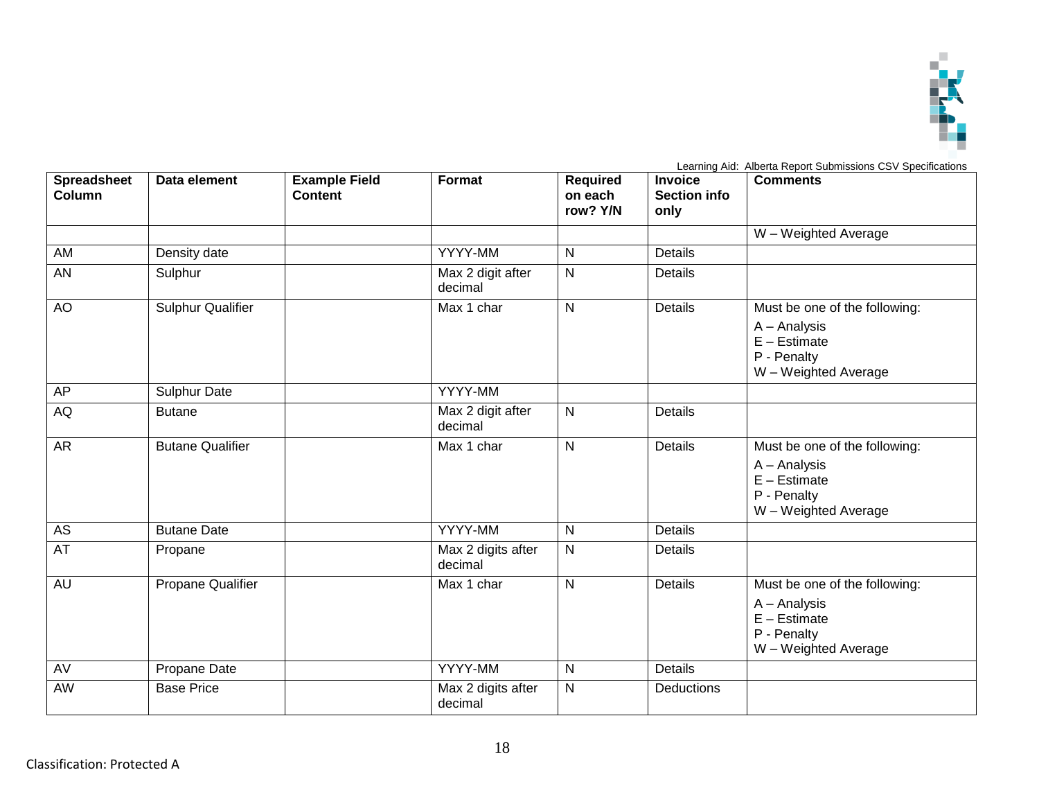| Spreadsheet Column | Data element | Example Field Content | Format | Required on each row? Y/N | Invoice Section info only | Comments |
|---|---|---|---|---|---|---|
| | | | | | | W – Weighted Average |
| AM | Density date | | YYYY-MM | N | Details | |
| AN | Sulphur | | Max 2 digit after decimal | N | Details | |
| AO | Sulphur Qualifier | | Max 1 char | N | Details | Must be one of the following: A – Analysis E – Estimate P - Penalty W – Weighted Average |
| AP | Sulphur Date | | YYYY-MM | | | |
| AQ | Butane | | Max 2 digit after decimal | N | Details | |
| AR | Butane Qualifier | | Max 1 char | N | Details | Must be one of the following: A – Analysis E – Estimate P - Penalty W – Weighted Average |
| AS | Butane Date | | YYYY-MM | N | Details | |
| AT | Propane | | Max 2 digits after decimal | N | Details | |
| AU | Propane Qualifier | | Max 1 char | N | Details | Must be one of the following: A – Analysis E – Estimate P - Penalty W – Weighted Average |
| AV | Propane Date | | YYYY-MM | N | Details | |
| AW | Base Price | | Max 2 digits after decimal | N | Deductions | |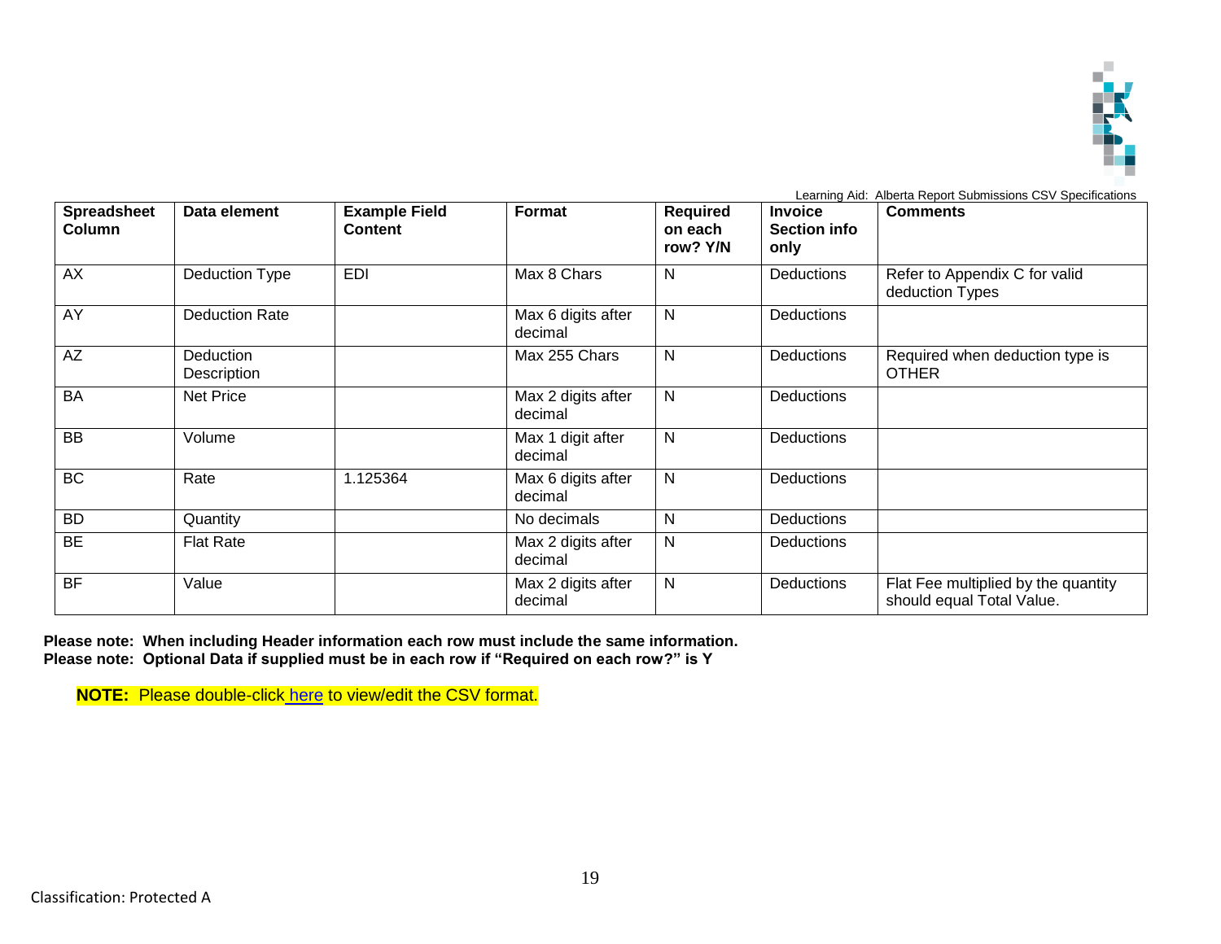| Spreadsheet Column | Data element | Example Field Content | Format | Required on each row? Y/N | Invoice Section info only | Comments |
|---|---|---|---|---|---|---|
| AX | Deduction Type | EDI | Max 8 Chars | N | Deductions | Refer to Appendix C for valid deduction Types |
| AY | Deduction Rate | | Max 6 digits after decimal | N | Deductions | |
| AZ | Deduction Description | | Max 255 Chars | N | Deductions | Required when deduction type is OTHER |
| BA | Net Price | | Max 2 digits after decimal | N | Deductions | |
| BB | Volume | | Max 1 digit after decimal | N | Deductions | |
| BC | Rate | 1.125364 | Max 6 digits after decimal | N | Deductions | |
| BD | Quantity | | No decimals | N | Deductions | |
| BE | Flat Rate | | Max 2 digits after decimal | N | Deductions | |
| BF | Value | | Max 2 digits after decimal | N | Deductions | Flat Fee multiplied by the quantity should equal Total Value. |

**Please note: When including Header information each row must include the same information.**
**Please note: Optional Data if supplied must be in each row if "Required on each row?" is Y**

**NOTE:** Please double-click here to view/edit the CSV format.

Classification: Protected A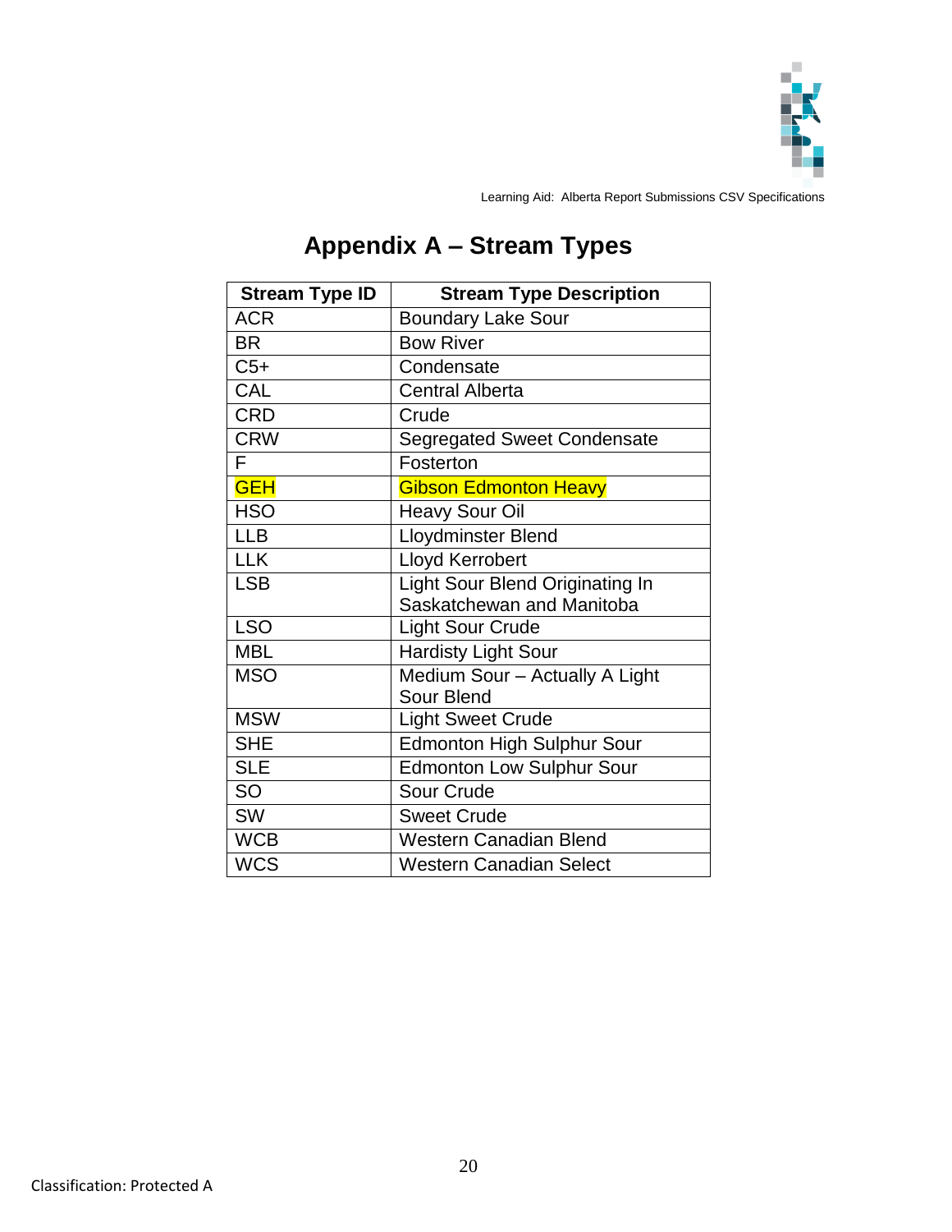# Appendix A – Stream Types

| Stream Type ID | Stream Type Description |
|---|---|
| ACR | Boundary Lake Sour |
| BR | Bow River |
| C5+ | Condensate |
| CAL | Central Alberta |
| CRD | Crude |
| CRW | Segregated Sweet Condensate |
| F | Fosterton |
| GEH | Gibson Edmonton Heavy |
| HSO | Heavy Sour Oil |
| LLB | Lloydminster Blend |
| LLK | Lloyd Kerrobert |
| LSB | Light Sour Blend Originating In Saskatchewan and Manitoba |
| LSO | Light Sour Crude |
| MBL | Hardisty Light Sour |
| MSO | Medium Sour – Actually A Light Sour Blend |
| MSW | Light Sweet Crude |
| SHE | Edmonton High Sulphur Sour |
| SLE | Edmonton Low Sulphur Sour |
| SO | Sour Crude |
| SW | Sweet Crude |
| WCB | Western Canadian Blend |
| WCS | Western Canadian Select |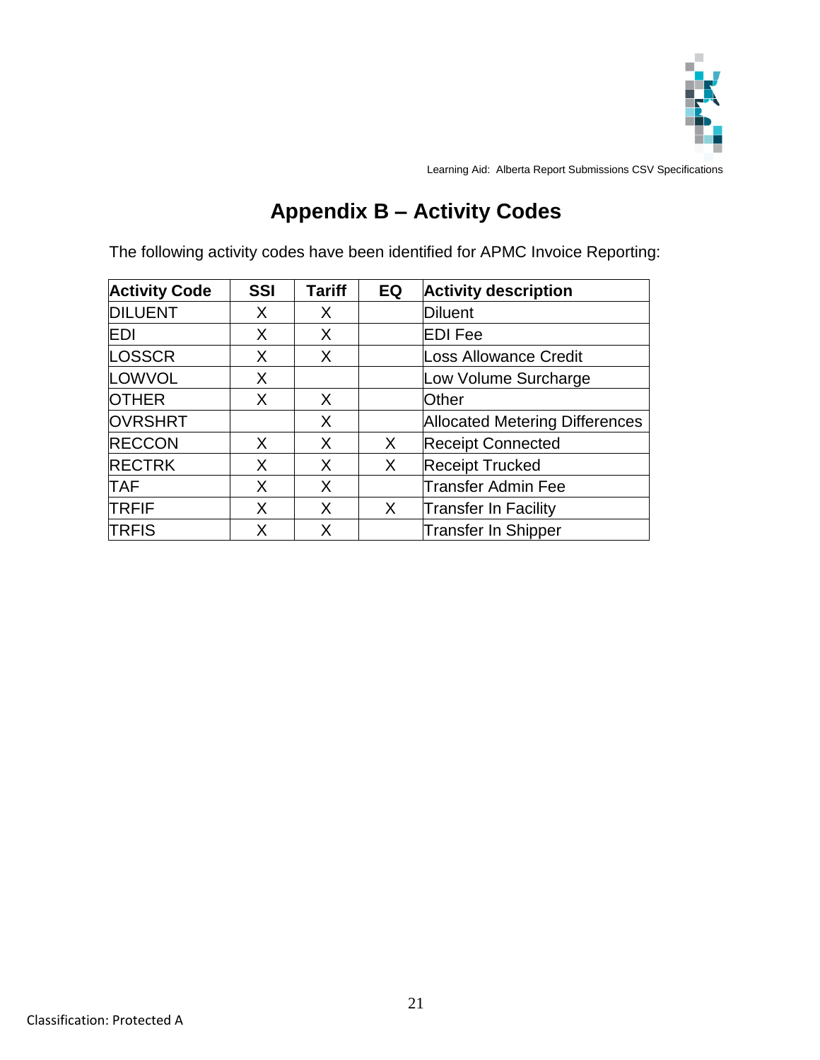# Appendix B – Activity Codes

The following activity codes have been identified for APMC Invoice Reporting:

| Activity Code | SSI | Tariff | EQ | Activity description |
| --- | --- | --- | --- | --- |
| DILUENT | X | X | | Diluent |
| EDI | X | X | | EDI Fee |
| LOSSCR | X | X | | Loss Allowance Credit |
| LOWVOL | X | | | Low Volume Surcharge |
| OTHER | X | X | | Other |
| OVRSHRT | | X | | Allocated Metering Differences |
| RECCON | X | X | X | Receipt Connected |
| RECTRK | X | X | X | Receipt Trucked |
| TAF | X | X | | Transfer Admin Fee |
| TRFIF | X | X | X | Transfer In Facility |
| TRFIS | X | X | | Transfer In Shipper |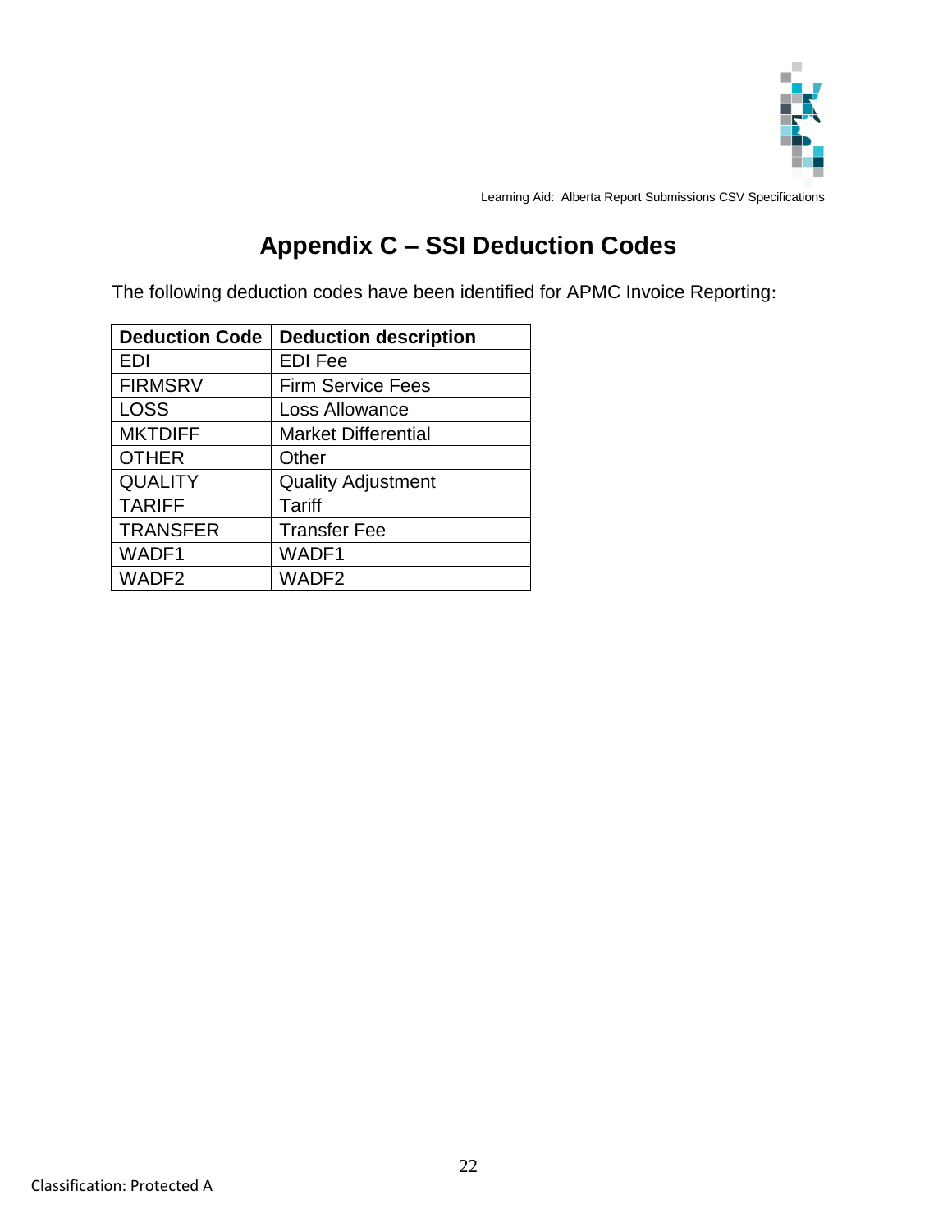# Appendix C – SSI Deduction Codes

The following deduction codes have been identified for APMC Invoice Reporting:

| Deduction Code | Deduction description |
| --- | --- |
| EDI | EDI Fee |
| FIRMSRV | Firm Service Fees |
| LOSS | Loss Allowance |
| MKTDIFF | Market Differential |
| OTHER | Other |
| QUALITY | Quality Adjustment |
| TARIFF | Tariff |
| TRANSFER | Transfer Fee |
| WADF1 | WADF1 |
| WADF2 | WADF2 |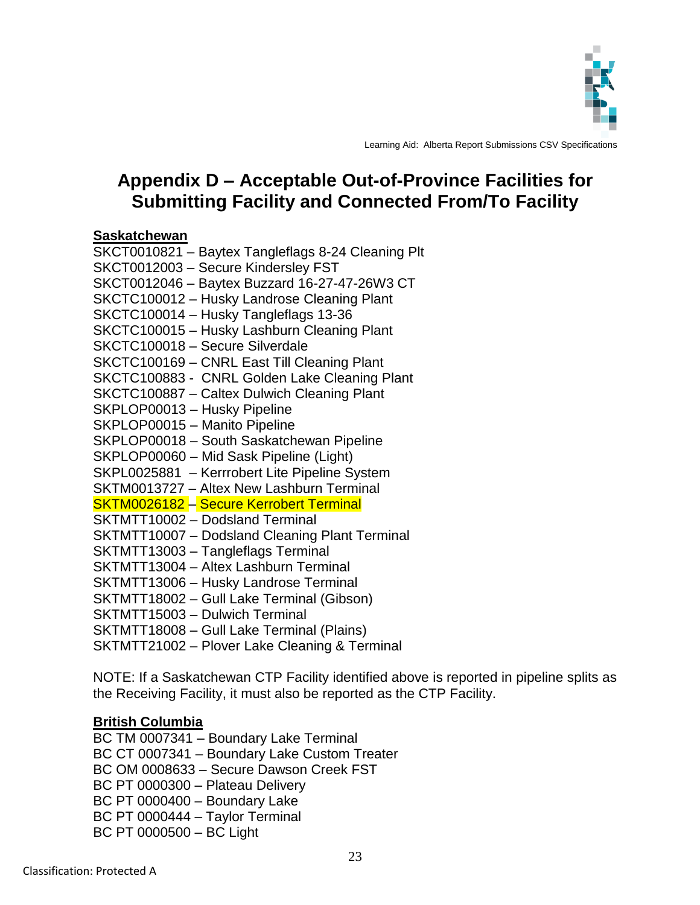# Appendix D – Acceptable Out-of-Province Facilities for Submitting Facility and Connected From/To Facility

**Saskatchewan**

SKCT0010821 – Baytex Tangleflags 8-24 Cleaning Plt
SKCT0012003 – Secure Kindersley FST
SKCT0012046 – Baytex Buzzard 16-27-47-26W3 CT
SKCTC100012 – Husky Landrose Cleaning Plant
SKCTC100014 – Husky Tangleflags 13-36
SKCTC100015 – Husky Lashburn Cleaning Plant
SKCTC100018 – Secure Silverdale
SKCTC100169 – CNRL East Till Cleaning Plant
SKCTC100883 - CNRL Golden Lake Cleaning Plant
SKCTC100887 – Caltex Dulwich Cleaning Plant
SKPLOP00013 – Husky Pipeline
SKPLOP00015 – Manito Pipeline
SKPLOP00018 – South Saskatchewan Pipeline
SKPLOP00060 – Mid Sask Pipeline (Light)
SKPL0025881 – Kerrrobert Lite Pipeline System
SKTM0013727 – Altex New Lashburn Terminal
SKTM0026182 – Secure Kerrobert Terminal
SKTMTT10002 – Dodsland Terminal
SKTMTT10007 – Dodsland Cleaning Plant Terminal
SKTMTT13003 – Tangleflags Terminal
SKTMTT13004 – Altex Lashburn Terminal
SKTMTT13006 – Husky Landrose Terminal
SKTMTT18002 – Gull Lake Terminal (Gibson)
SKTMTT15003 – Dulwich Terminal
SKTMTT18008 – Gull Lake Terminal (Plains)
SKTMTT21002 – Plover Lake Cleaning & Terminal

NOTE: If a Saskatchewan CTP Facility identified above is reported in pipeline splits as the Receiving Facility, it must also be reported as the CTP Facility.

**British Columbia**

BC TM 0007341 – Boundary Lake Terminal
BC CT 0007341 – Boundary Lake Custom Treater
BC OM 0008633 – Secure Dawson Creek FST
BC PT 0000300 – Plateau Delivery
BC PT 0000400 – Boundary Lake
BC PT 0000444 – Taylor Terminal
BC PT 0000500 – BC Light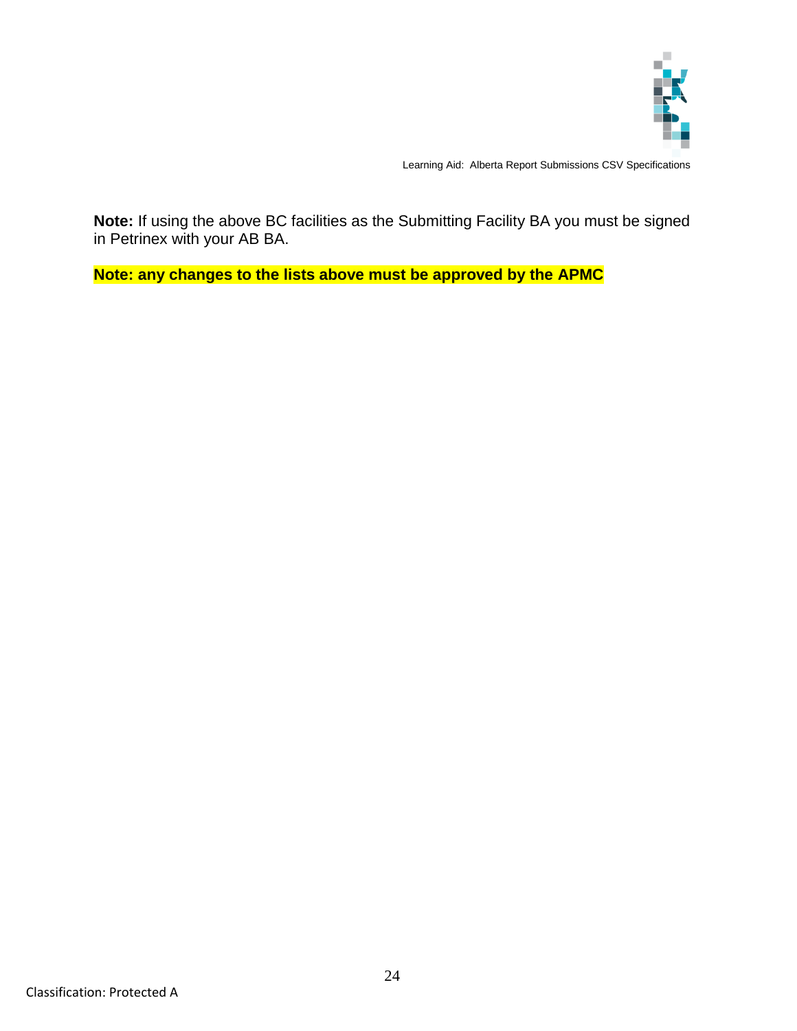**Note:** If using the above BC facilities as the Submitting Facility BA you must be signed in Petrinex with your AB BA.

**Note: any changes to the lists above must be approved by the APMC**